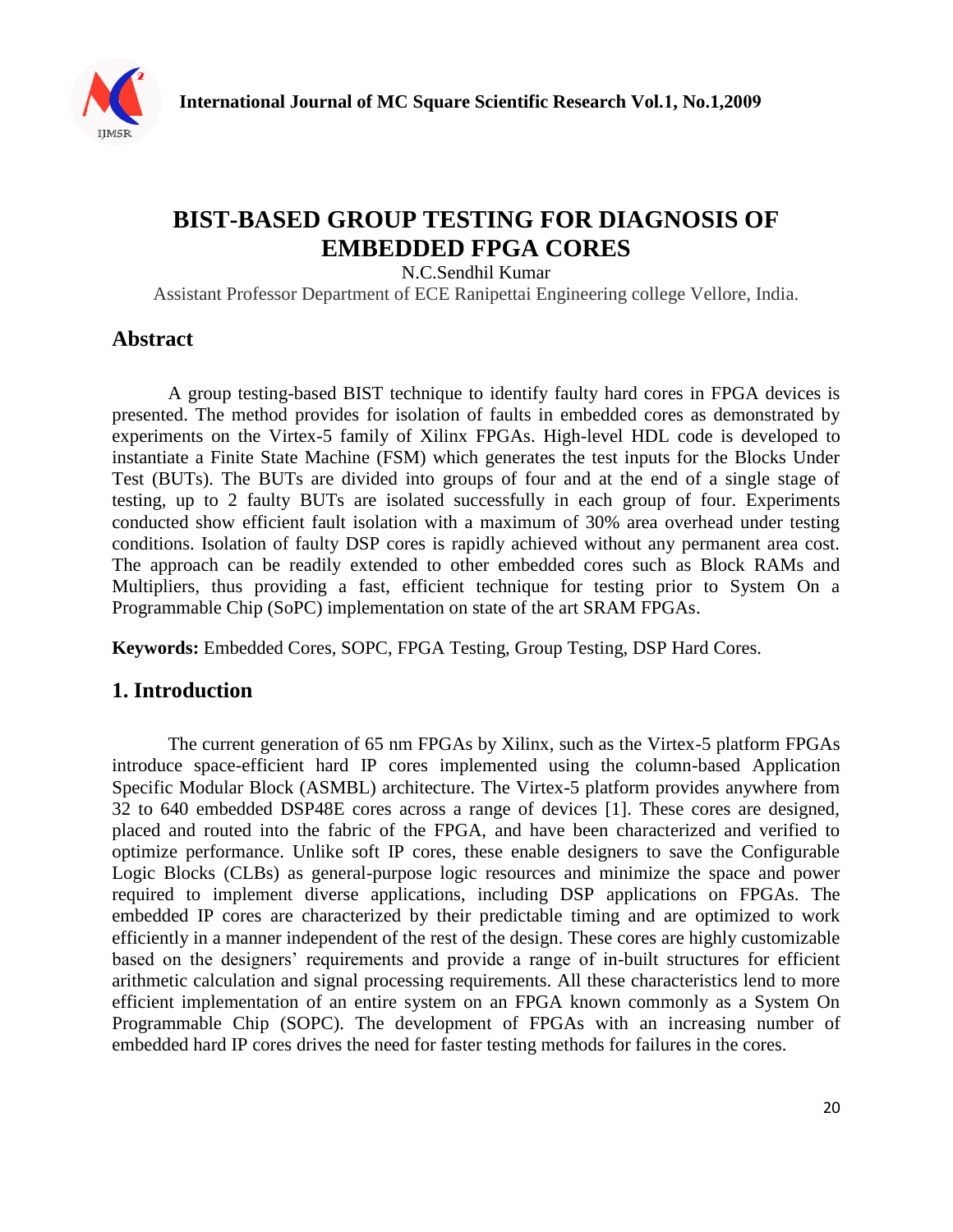# BIST-BASED GROUP TESTING FOR DIAGNOSIS OF EMBEDDED FPGA CORES

N.C.Sendhil Kumar

Assistant Professor Department of ECE Ranipettai Engineering college Vellore, India.

## Abstract

A group testing-based BIST technique to identify faulty hard cores in FPGA devices is presented. The method provides for isolation of faults in embedded cores as demonstrated by experiments on the Virtex-5 family of Xilinx FPGAs. High-level HDL code is developed to instantiate a Finite State Machine (FSM) which generates the test inputs for the Blocks Under Test (BUTs). The BUTs are divided into groups of four and at the end of a single stage of testing, up to 2 faulty BUTs are isolated successfully in each group of four. Experiments conducted show efficient fault isolation with a maximum of 30% area overhead under testing conditions. Isolation of faulty DSP cores is rapidly achieved without any permanent area cost. The approach can be readily extended to other embedded cores such as Block RAMs and Multipliers, thus providing a fast, efficient technique for testing prior to System On a Programmable Chip (SoPC) implementation on state of the art SRAM FPGAs.

**Keywords:** Embedded Cores, SOPC, FPGA Testing, Group Testing, DSP Hard Cores.

## 1. Introduction

The current generation of 65 nm FPGAs by Xilinx, such as the Virtex-5 platform FPGAs introduce space-efficient hard IP cores implemented using the column-based Application Specific Modular Block (ASMBL) architecture. The Virtex-5 platform provides anywhere from 32 to 640 embedded DSP48E cores across a range of devices [1]. These cores are designed, placed and routed into the fabric of the FPGA, and have been characterized and verified to optimize performance. Unlike soft IP cores, these enable designers to save the Configurable Logic Blocks (CLBs) as general-purpose logic resources and minimize the space and power required to implement diverse applications, including DSP applications on FPGAs. The embedded IP cores are characterized by their predictable timing and are optimized to work efficiently in a manner independent of the rest of the design. These cores are highly customizable based on the designers' requirements and provide a range of in-built structures for efficient arithmetic calculation and signal processing requirements. All these characteristics lend to more efficient implementation of an entire system on an FPGA known commonly as a System On Programmable Chip (SOPC). The development of FPGAs with an increasing number of embedded hard IP cores drives the need for faster testing methods for failures in the cores.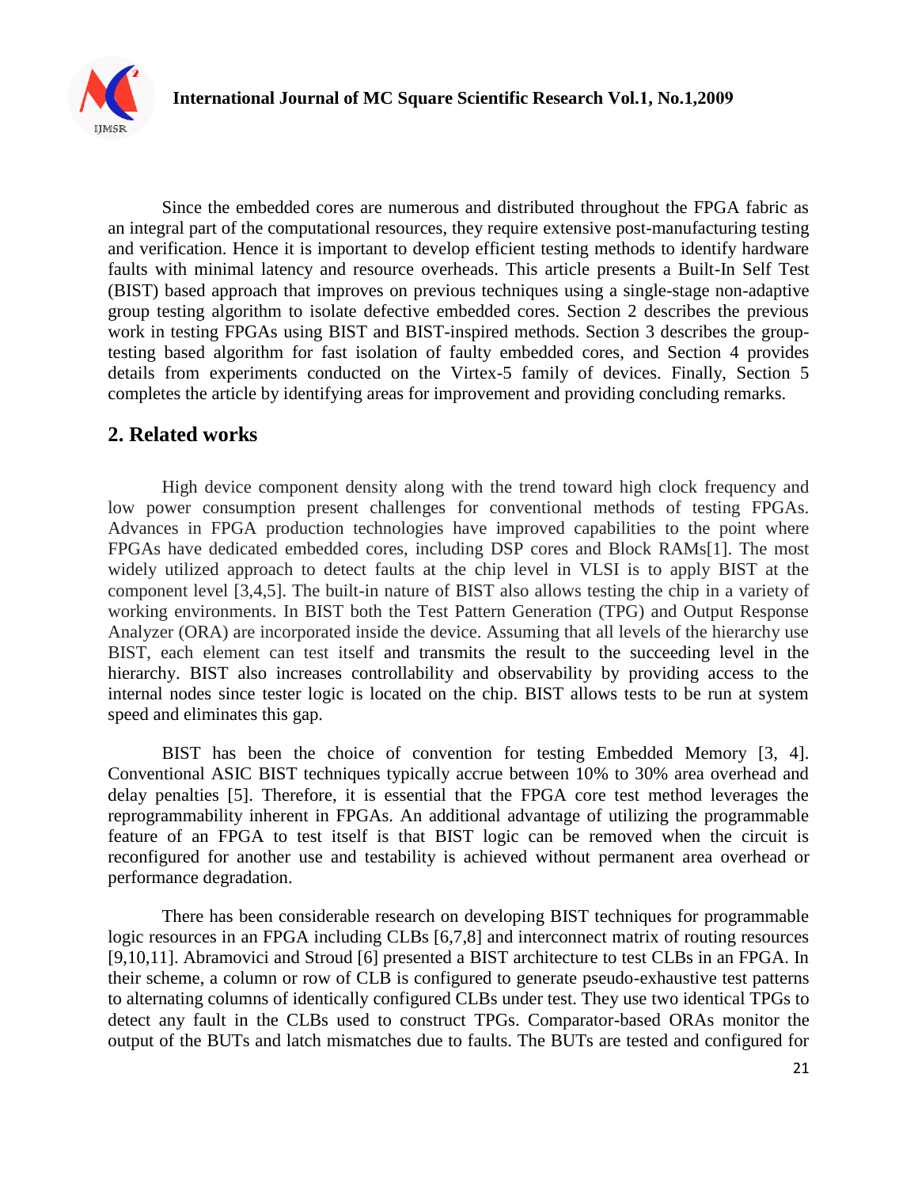Since the embedded cores are numerous and distributed throughout the FPGA fabric as an integral part of the computational resources, they require extensive post-manufacturing testing and verification. Hence it is important to develop efficient testing methods to identify hardware faults with minimal latency and resource overheads. This article presents a Built-In Self Test (BIST) based approach that improves on previous techniques using a single-stage non-adaptive group testing algorithm to isolate defective embedded cores. Section 2 describes the previous work in testing FPGAs using BIST and BIST-inspired methods. Section 3 describes the group-testing based algorithm for fast isolation of faulty embedded cores, and Section 4 provides details from experiments conducted on the Virtex-5 family of devices. Finally, Section 5 completes the article by identifying areas for improvement and providing concluding remarks.

## 2. Related works

High device component density along with the trend toward high clock frequency and low power consumption present challenges for conventional methods of testing FPGAs. Advances in FPGA production technologies have improved capabilities to the point where FPGAs have dedicated embedded cores, including DSP cores and Block RAMs[1]. The most widely utilized approach to detect faults at the chip level in VLSI is to apply BIST at the component level [3,4,5]. The built-in nature of BIST also allows testing the chip in a variety of working environments. In BIST both the Test Pattern Generation (TPG) and Output Response Analyzer (ORA) are incorporated inside the device. Assuming that all levels of the hierarchy use BIST, each element can test itself and transmits the result to the succeeding level in the hierarchy. BIST also increases controllability and observability by providing access to the internal nodes since tester logic is located on the chip. BIST allows tests to be run at system speed and eliminates this gap.

BIST has been the choice of convention for testing Embedded Memory [3, 4]. Conventional ASIC BIST techniques typically accrue between 10% to 30% area overhead and delay penalties [5]. Therefore, it is essential that the FPGA core test method leverages the reprogrammability inherent in FPGAs. An additional advantage of utilizing the programmable feature of an FPGA to test itself is that BIST logic can be removed when the circuit is reconfigured for another use and testability is achieved without permanent area overhead or performance degradation.

There has been considerable research on developing BIST techniques for programmable logic resources in an FPGA including CLBs [6,7,8] and interconnect matrix of routing resources [9,10,11]. Abramovici and Stroud [6] presented a BIST architecture to test CLBs in an FPGA. In their scheme, a column or row of CLB is configured to generate pseudo-exhaustive test patterns to alternating columns of identically configured CLBs under test. They use two identical TPGs to detect any fault in the CLBs used to construct TPGs. Comparator-based ORAs monitor the output of the BUTs and latch mismatches due to faults. The BUTs are tested and configured for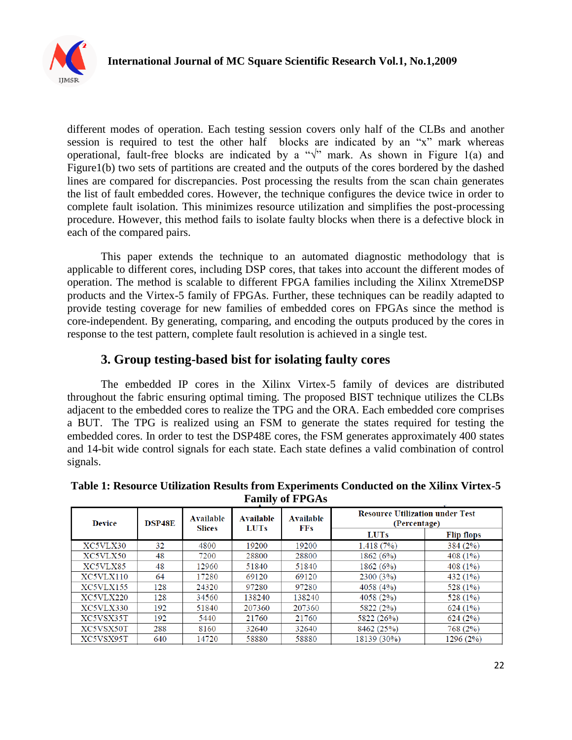different modes of operation. Each testing session covers only half of the CLBs and another session is required to test the other half blocks are indicated by an "x" mark whereas operational, fault-free blocks are indicated by a "√" mark. As shown in Figure 1(a) and Figure1(b) two sets of partitions are created and the outputs of the cores bordered by the dashed lines are compared for discrepancies. Post processing the results from the scan chain generates the list of fault embedded cores. However, the technique configures the device twice in order to complete fault isolation. This minimizes resource utilization and simplifies the post-processing procedure. However, this method fails to isolate faulty blocks when there is a defective block in each of the compared pairs.

This paper extends the technique to an automated diagnostic methodology that is applicable to different cores, including DSP cores, that takes into account the different modes of operation. The method is scalable to different FPGA families including the Xilinx XtremeDSP products and the Virtex-5 family of FPGAs. Further, these techniques can be readily adapted to provide testing coverage for new families of embedded cores on FPGAs since the method is core-independent. By generating, comparing, and encoding the outputs produced by the cores in response to the test pattern, complete fault resolution is achieved in a single test.

## 3. Group testing-based bist for isolating faulty cores

The embedded IP cores in the Xilinx Virtex-5 family of devices are distributed throughout the fabric ensuring optimal timing. The proposed BIST technique utilizes the CLBs adjacent to the embedded cores to realize the TPG and the ORA. Each embedded core comprises a BUT. The TPG is realized using an FSM to generate the states required for testing the embedded cores. In order to test the DSP48E cores, the FSM generates approximately 400 states and 14-bit wide control signals for each state. Each state defines a valid combination of control signals.

**Table 1: Resource Utilization Results from Experiments Conducted on the Xilinx Virtex-5 Family of FPGAs**

| Device | DSP48E | Available Slices | Available LUTs | Available FFs | Resource Utilization under Test (Percentage) | |
|---|---|---|---|---|---|---|
| | | | | | LUTs | Flip flops |
| XC5VLX30 | 32 | 4800 | 19200 | 19200 | 1.418 (7%) | 384 (2%) |
| XC5VLX50 | 48 | 7200 | 28800 | 28800 | 1862 (6%) | 408 (1%) |
| XC5VLX85 | 48 | 12960 | 51840 | 51840 | 1862 (6%) | 408 (1%) |
| XC5VLX110 | 64 | 17280 | 69120 | 69120 | 2300 (3%) | 432 (1%) |
| XC5VLX155 | 128 | 24320 | 97280 | 97280 | 4058 (4%) | 528 (1%) |
| XC5VLX220 | 128 | 34560 | 138240 | 138240 | 4058 (2%) | 528 (1%) |
| XC5VLX330 | 192 | 51840 | 207360 | 207360 | 5822 (2%) | 624 (1%) |
| XC5VSX35T | 192 | 5440 | 21760 | 21760 | 5822 (26%) | 624 (2%) |
| XC5VSX50T | 288 | 8160 | 32640 | 32640 | 8462 (25%) | 768 (2%) |
| XC5VSX95T | 640 | 14720 | 58880 | 58880 | 18139 (30%) | 1296 (2%) |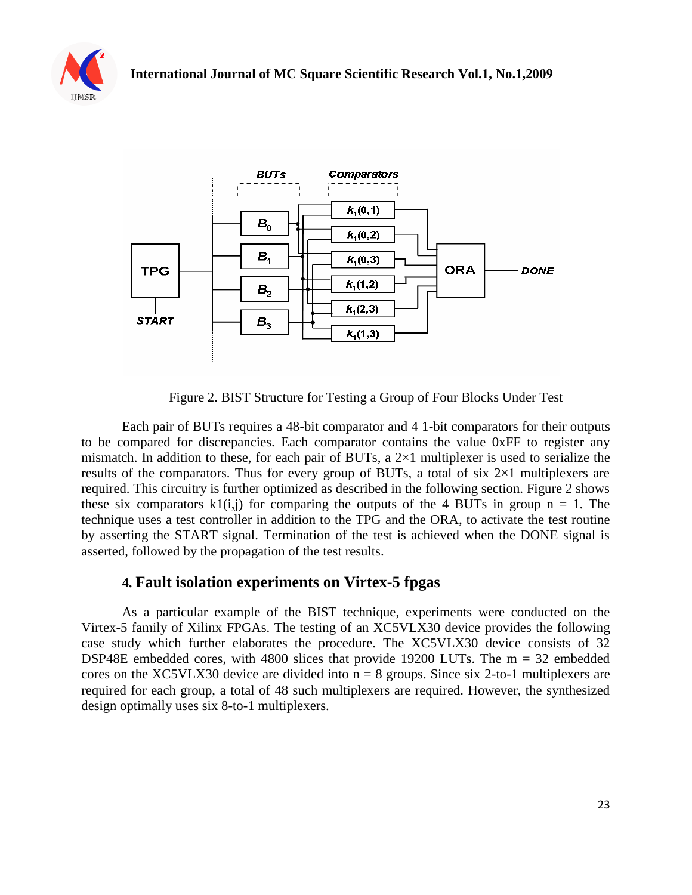Figure 2. BIST Structure for Testing a Group of Four Blocks Under Test

Each pair of BUTs requires a 48-bit comparator and 4 1-bit comparators for their outputs to be compared for discrepancies. Each comparator contains the value 0xFF to register any mismatch. In addition to these, for each pair of BUTs, a 2×1 multiplexer is used to serialize the results of the comparators. Thus for every group of BUTs, a total of six 2×1 multiplexers are required. This circuitry is further optimized as described in the following section. Figure 2 shows these six comparators k1(i,j) for comparing the outputs of the 4 BUTs in group n = 1. The technique uses a test controller in addition to the TPG and the ORA, to activate the test routine by asserting the START signal. Termination of the test is achieved when the DONE signal is asserted, followed by the propagation of the test results.

## 4. Fault isolation experiments on Virtex-5 fpgas

As a particular example of the BIST technique, experiments were conducted on the Virtex-5 family of Xilinx FPGAs. The testing of an XC5VLX30 device provides the following case study which further elaborates the procedure. The XC5VLX30 device consists of 32 DSP48E embedded cores, with 4800 slices that provide 19200 LUTs. The m = 32 embedded cores on the XC5VLX30 device are divided into n = 8 groups. Since six 2-to-1 multiplexers are required for each group, a total of 48 such multiplexers are required. However, the synthesized design optimally uses six 8-to-1 multiplexers.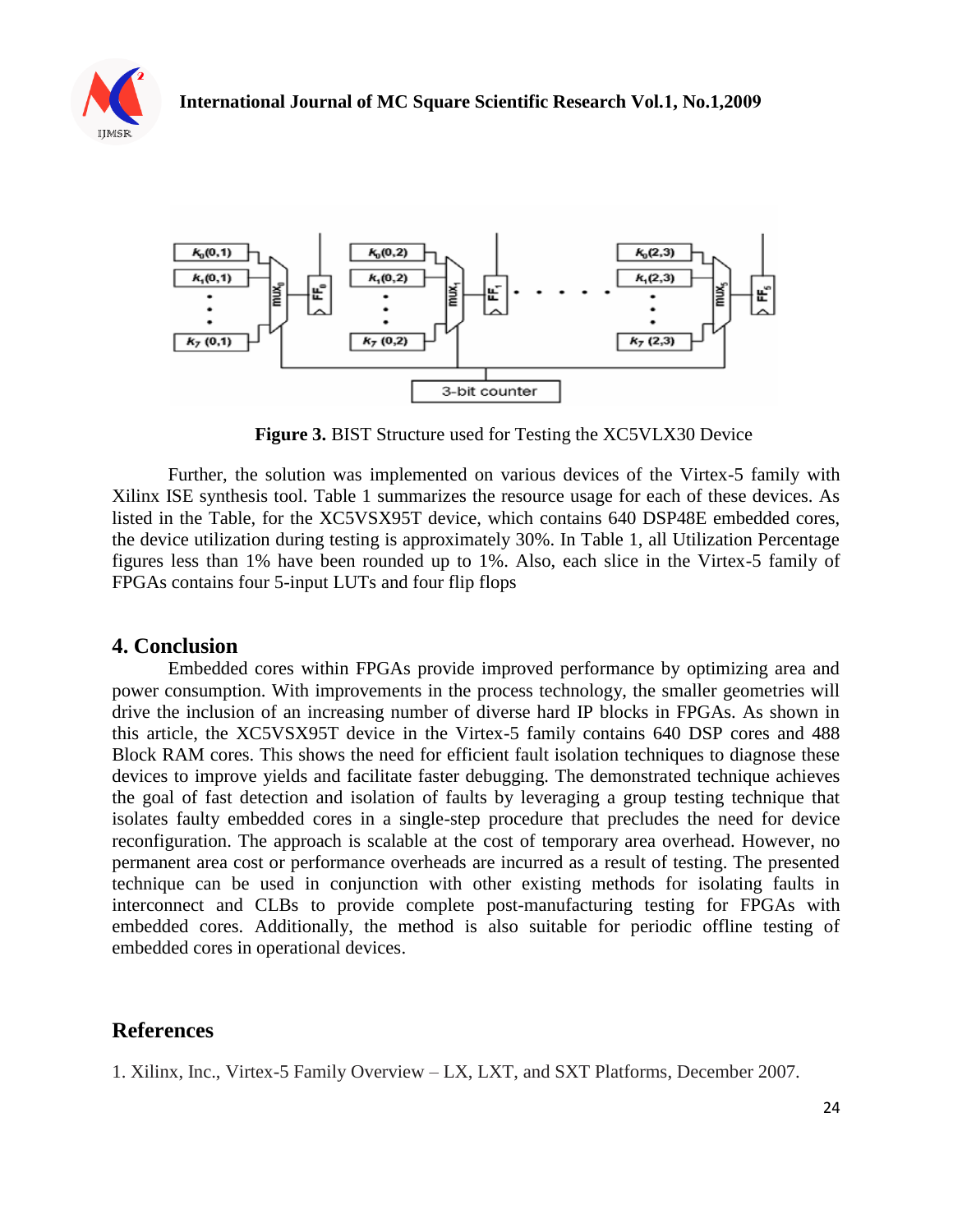**Figure 3.** BIST Structure used for Testing the XC5VLX30 Device

Further, the solution was implemented on various devices of the Virtex-5 family with Xilinx ISE synthesis tool. Table 1 summarizes the resource usage for each of these devices. As listed in the Table, for the XC5VSX95T device, which contains 640 DSP48E embedded cores, the device utilization during testing is approximately 30%. In Table 1, all Utilization Percentage figures less than 1% have been rounded up to 1%. Also, each slice in the Virtex-5 family of FPGAs contains four 5-input LUTs and four flip flops

## 4. Conclusion

Embedded cores within FPGAs provide improved performance by optimizing area and power consumption. With improvements in the process technology, the smaller geometries will drive the inclusion of an increasing number of diverse hard IP blocks in FPGAs. As shown in this article, the XC5VSX95T device in the Virtex-5 family contains 640 DSP cores and 488 Block RAM cores. This shows the need for efficient fault isolation techniques to diagnose these devices to improve yields and facilitate faster debugging. The demonstrated technique achieves the goal of fast detection and isolation of faults by leveraging a group testing technique that isolates faulty embedded cores in a single-step procedure that precludes the need for device reconfiguration. The approach is scalable at the cost of temporary area overhead. However, no permanent area cost or performance overheads are incurred as a result of testing. The presented technique can be used in conjunction with other existing methods for isolating faults in interconnect and CLBs to provide complete post-manufacturing testing for FPGAs with embedded cores. Additionally, the method is also suitable for periodic offline testing of embedded cores in operational devices.

## References

1. Xilinx, Inc., Virtex-5 Family Overview – LX, LXT, and SXT Platforms, December 2007.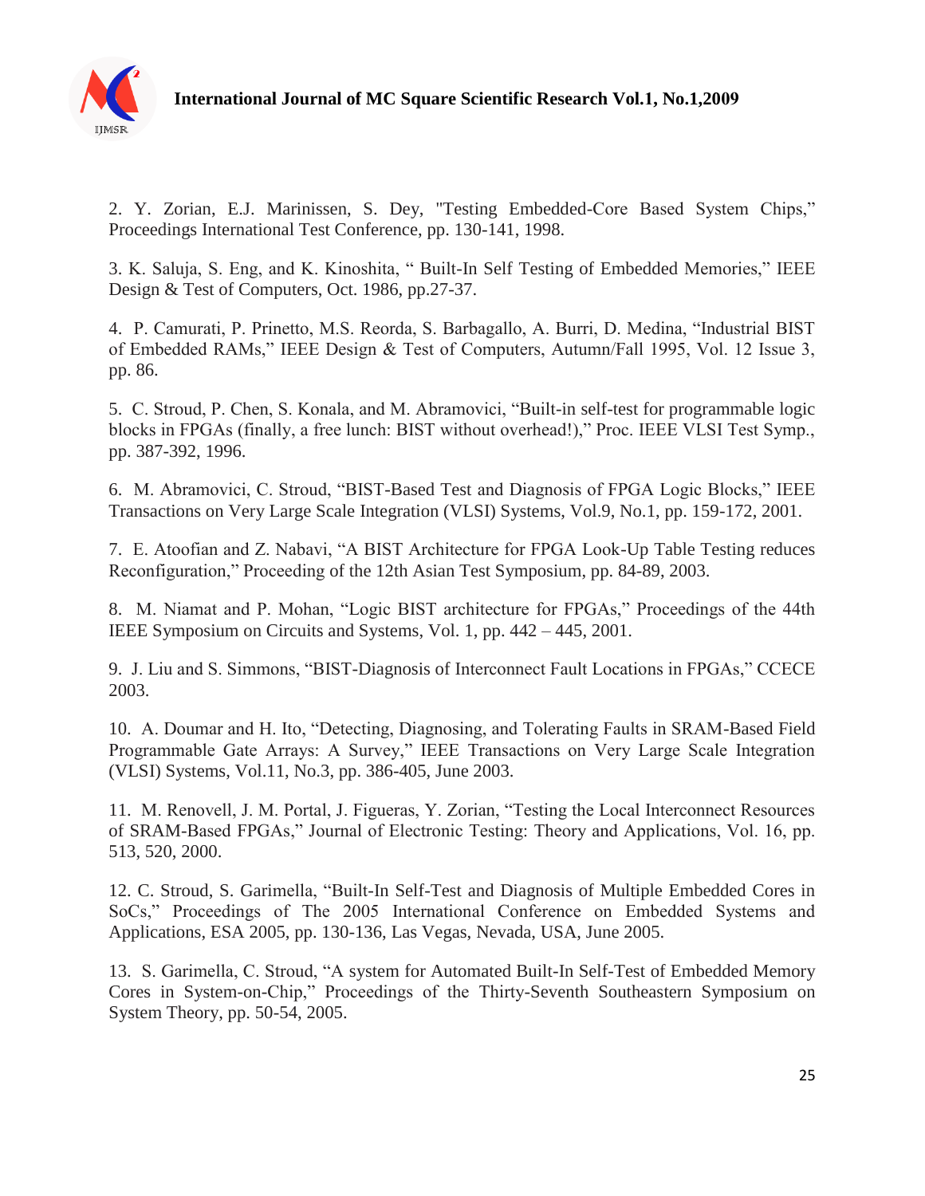2. Y. Zorian, E.J. Marinissen, S. Dey, "Testing Embedded-Core Based System Chips," Proceedings International Test Conference, pp. 130-141, 1998.

3. K. Saluja, S. Eng, and K. Kinoshita, " Built-In Self Testing of Embedded Memories," IEEE Design & Test of Computers, Oct. 1986, pp.27-37.

4. P. Camurati, P. Prinetto, M.S. Reorda, S. Barbagallo, A. Burri, D. Medina, "Industrial BIST of Embedded RAMs," IEEE Design & Test of Computers, Autumn/Fall 1995, Vol. 12 Issue 3, pp. 86.

5. C. Stroud, P. Chen, S. Konala, and M. Abramovici, "Built-in self-test for programmable logic blocks in FPGAs (finally, a free lunch: BIST without overhead!)," Proc. IEEE VLSI Test Symp., pp. 387-392, 1996.

6. M. Abramovici, C. Stroud, "BIST-Based Test and Diagnosis of FPGA Logic Blocks," IEEE Transactions on Very Large Scale Integration (VLSI) Systems, Vol.9, No.1, pp. 159-172, 2001.

7. E. Atoofian and Z. Nabavi, "A BIST Architecture for FPGA Look-Up Table Testing reduces Reconfiguration," Proceeding of the 12th Asian Test Symposium, pp. 84-89, 2003.

8. M. Niamat and P. Mohan, "Logic BIST architecture for FPGAs," Proceedings of the 44th IEEE Symposium on Circuits and Systems, Vol. 1, pp. 442 – 445, 2001.

9. J. Liu and S. Simmons, "BIST-Diagnosis of Interconnect Fault Locations in FPGAs," CCECE 2003.

10. A. Doumar and H. Ito, "Detecting, Diagnosing, and Tolerating Faults in SRAM-Based Field Programmable Gate Arrays: A Survey," IEEE Transactions on Very Large Scale Integration (VLSI) Systems, Vol.11, No.3, pp. 386-405, June 2003.

11. M. Renovell, J. M. Portal, J. Figueras, Y. Zorian, "Testing the Local Interconnect Resources of SRAM-Based FPGAs," Journal of Electronic Testing: Theory and Applications, Vol. 16, pp. 513, 520, 2000.

12. C. Stroud, S. Garimella, "Built-In Self-Test and Diagnosis of Multiple Embedded Cores in SoCs," Proceedings of The 2005 International Conference on Embedded Systems and Applications, ESA 2005, pp. 130-136, Las Vegas, Nevada, USA, June 2005.

13. S. Garimella, C. Stroud, "A system for Automated Built-In Self-Test of Embedded Memory Cores in System-on-Chip," Proceedings of the Thirty-Seventh Southeastern Symposium on System Theory, pp. 50-54, 2005.